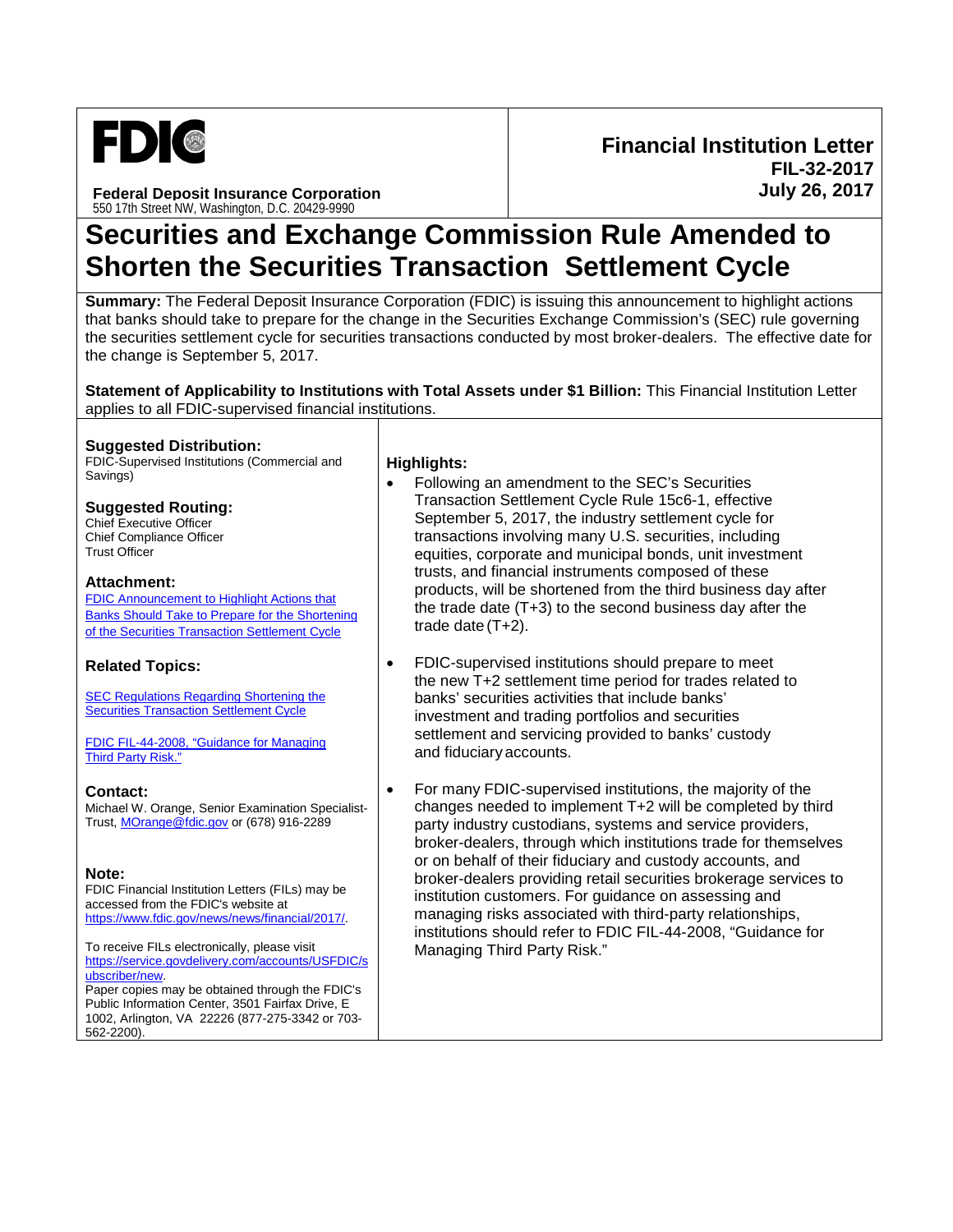FDIC

**Federal Deposit Insurance Corporation**
550 17th Street NW, Washington, D.C. 20429-9990

**Financial Institution Letter**
**FIL-32-2017**
**July 26, 2017**

# Securities and Exchange Commission Rule Amended to Shorten the Securities Transaction Settlement Cycle

**Summary:** The Federal Deposit Insurance Corporation (FDIC) is issuing this announcement to highlight actions that banks should take to prepare for the change in the Securities Exchange Commission's (SEC) rule governing the securities settlement cycle for securities transactions conducted by most broker-dealers. The effective date for the change is September 5, 2017.

**Statement of Applicability to Institutions with Total Assets under $1 Billion:** This Financial Institution Letter applies to all FDIC-supervised financial institutions.

### Suggested Distribution:
FDIC-Supervised Institutions (Commercial and Savings)

### Suggested Routing:
Chief Executive Officer
Chief Compliance Officer
Trust Officer

### Attachment:
FDIC Announcement to Highlight Actions that Banks Should Take to Prepare for the Shortening of the Securities Transaction Settlement Cycle

### Related Topics:

SEC Regulations Regarding Shortening the Securities Transaction Settlement Cycle

FDIC FIL-44-2008, "Guidance for Managing Third Party Risk."

### Contact:
Michael W. Orange, Senior Examination Specialist-Trust, MOrange@fdic.gov or (678) 916-2289

### Note:
FDIC Financial Institution Letters (FILs) may be accessed from the FDIC's website at https://www.fdic.gov/news/news/financial/2017/.

To receive FILs electronically, please visit https://service.govdelivery.com/accounts/USFDIC/subscriber/new.
Paper copies may be obtained through the FDIC's Public Information Center, 3501 Fairfax Drive, E 1002, Arlington, VA 22226 (877-275-3342 or 703-562-2200).

### Highlights:

- Following an amendment to the SEC's Securities Transaction Settlement Cycle Rule 15c6-1, effective September 5, 2017, the industry settlement cycle for transactions involving many U.S. securities, including equities, corporate and municipal bonds, unit investment trusts, and financial instruments composed of these products, will be shortened from the third business day after the trade date (T+3) to the second business day after the trade date (T+2).

- FDIC-supervised institutions should prepare to meet the new T+2 settlement time period for trades related to banks' securities activities that include banks' investment and trading portfolios and securities settlement and servicing provided to banks' custody and fiduciary accounts.

- For many FDIC-supervised institutions, the majority of the changes needed to implement T+2 will be completed by third party industry custodians, systems and service providers, broker-dealers, through which institutions trade for themselves or on behalf of their fiduciary and custody accounts, and broker-dealers providing retail securities brokerage services to institution customers. For guidance on assessing and managing risks associated with third-party relationships, institutions should refer to FDIC FIL-44-2008, "Guidance for Managing Third Party Risk."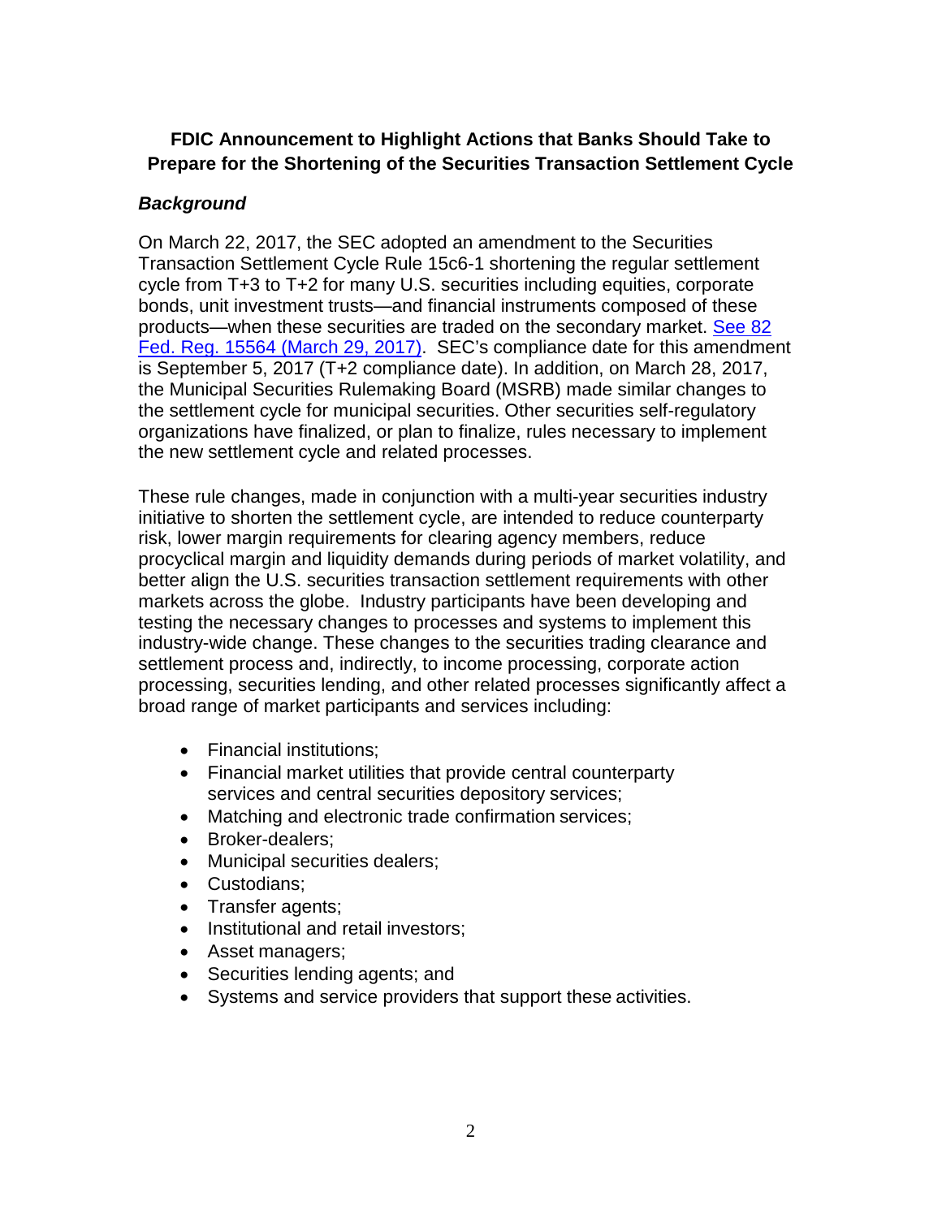**FDIC Announcement to Highlight Actions that Banks Should Take to Prepare for the Shortening of the Securities Transaction Settlement Cycle**

***Background***

On March 22, 2017, the SEC adopted an amendment to the Securities Transaction Settlement Cycle Rule 15c6-1 shortening the regular settlement cycle from T+3 to T+2 for many U.S. securities including equities, corporate bonds, unit investment trusts—and financial instruments composed of these products—when these securities are traded on the secondary market. See 82 Fed. Reg. 15564 (March 29, 2017). SEC's compliance date for this amendment is September 5, 2017 (T+2 compliance date). In addition, on March 28, 2017, the Municipal Securities Rulemaking Board (MSRB) made similar changes to the settlement cycle for municipal securities. Other securities self-regulatory organizations have finalized, or plan to finalize, rules necessary to implement the new settlement cycle and related processes.

These rule changes, made in conjunction with a multi-year securities industry initiative to shorten the settlement cycle, are intended to reduce counterparty risk, lower margin requirements for clearing agency members, reduce procyclical margin and liquidity demands during periods of market volatility, and better align the U.S. securities transaction settlement requirements with other markets across the globe. Industry participants have been developing and testing the necessary changes to processes and systems to implement this industry-wide change. These changes to the securities trading clearance and settlement process and, indirectly, to income processing, corporate action processing, securities lending, and other related processes significantly affect a broad range of market participants and services including:

- Financial institutions;
- Financial market utilities that provide central counterparty services and central securities depository services;
- Matching and electronic trade confirmation services;
- Broker-dealers;
- Municipal securities dealers;
- Custodians;
- Transfer agents;
- Institutional and retail investors;
- Asset managers;
- Securities lending agents; and
- Systems and service providers that support these activities.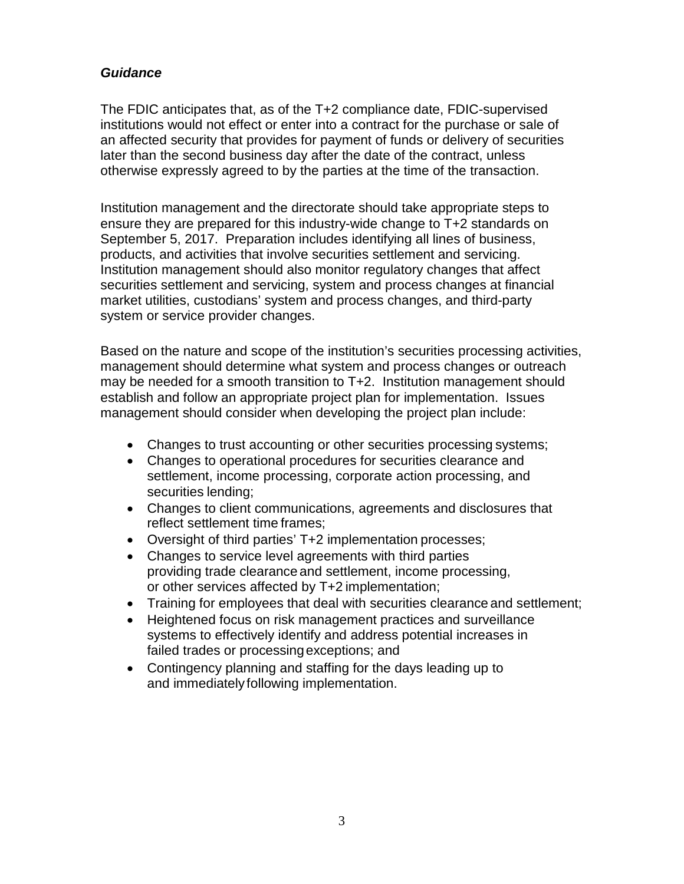***Guidance***

The FDIC anticipates that, as of the T+2 compliance date, FDIC-supervised institutions would not effect or enter into a contract for the purchase or sale of an affected security that provides for payment of funds or delivery of securities later than the second business day after the date of the contract, unless otherwise expressly agreed to by the parties at the time of the transaction.

Institution management and the directorate should take appropriate steps to ensure they are prepared for this industry-wide change to T+2 standards on September 5, 2017. Preparation includes identifying all lines of business, products, and activities that involve securities settlement and servicing. Institution management should also monitor regulatory changes that affect securities settlement and servicing, system and process changes at financial market utilities, custodians' system and process changes, and third-party system or service provider changes.

Based on the nature and scope of the institution's securities processing activities, management should determine what system and process changes or outreach may be needed for a smooth transition to T+2. Institution management should establish and follow an appropriate project plan for implementation. Issues management should consider when developing the project plan include:

- Changes to trust accounting or other securities processing systems;
- Changes to operational procedures for securities clearance and settlement, income processing, corporate action processing, and securities lending;
- Changes to client communications, agreements and disclosures that reflect settlement time frames;
- Oversight of third parties' T+2 implementation processes;
- Changes to service level agreements with third parties providing trade clearance and settlement, income processing, or other services affected by T+2 implementation;
- Training for employees that deal with securities clearance and settlement;
- Heightened focus on risk management practices and surveillance systems to effectively identify and address potential increases in failed trades or processing exceptions; and
- Contingency planning and staffing for the days leading up to and immediately following implementation.